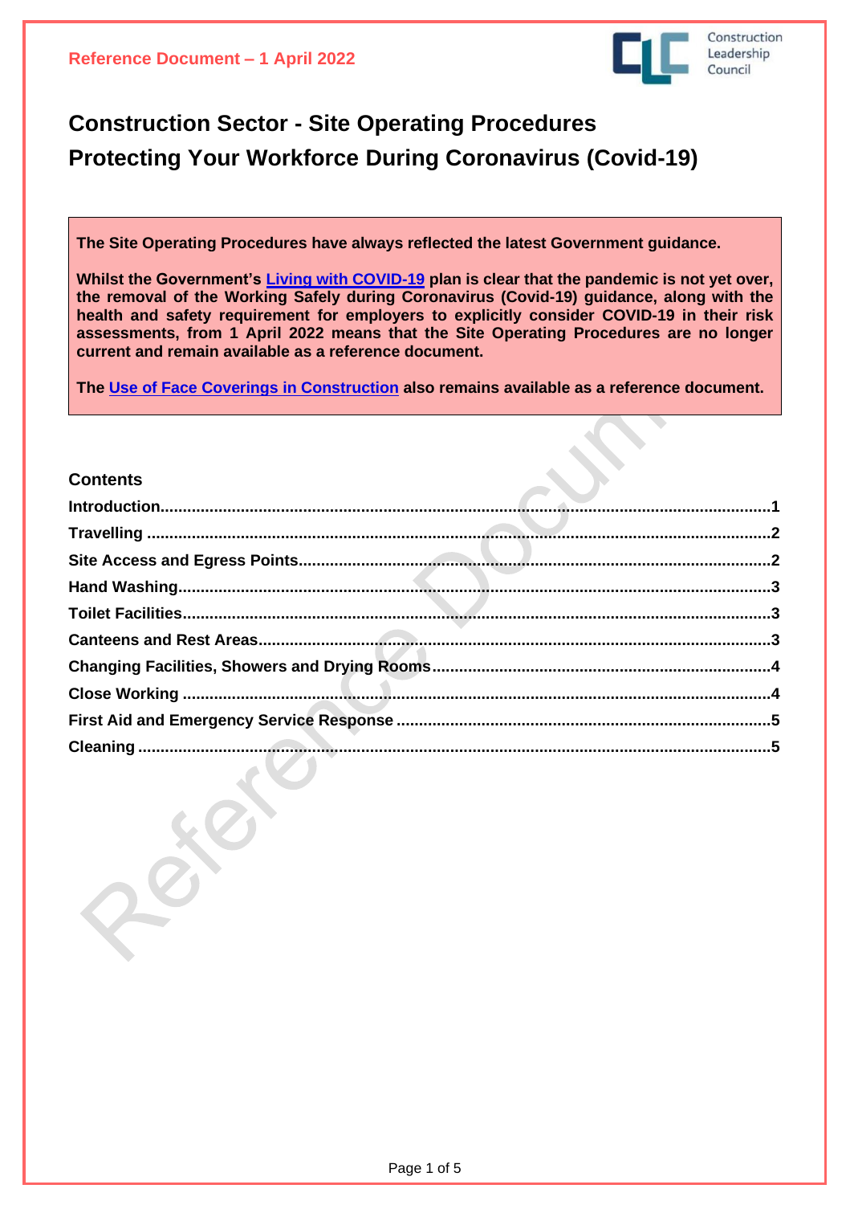**Reference Document – 1 April 2022**

# Construction Sector - Site Operating Procedures
# Protecting Your Workforce During Coronavirus (Covid-19)

**The Site Operating Procedures have always reflected the latest Government guidance.**

**Whilst the Government's Living with COVID-19 plan is clear that the pandemic is not yet over, the removal of the Working Safely during Coronavirus (Covid-19) guidance, along with the health and safety requirement for employers to explicitly consider COVID-19 in their risk assessments, from 1 April 2022 means that the Site Operating Procedures are no longer current and remain available as a reference document.**

**The Use of Face Coverings in Construction also remains available as a reference document.**

## Contents

| | |
|---|---|
| **Introduction** | **1** |
| **Travelling** | **2** |
| **Site Access and Egress Points** | **2** |
| **Hand Washing** | **3** |
| **Toilet Facilities** | **3** |
| **Canteens and Rest Areas** | **3** |
| **Changing Facilities, Showers and Drying Rooms** | **4** |
| **Close Working** | **4** |
| **First Aid and Emergency Service Response** | **5** |
| **Cleaning** | **5** |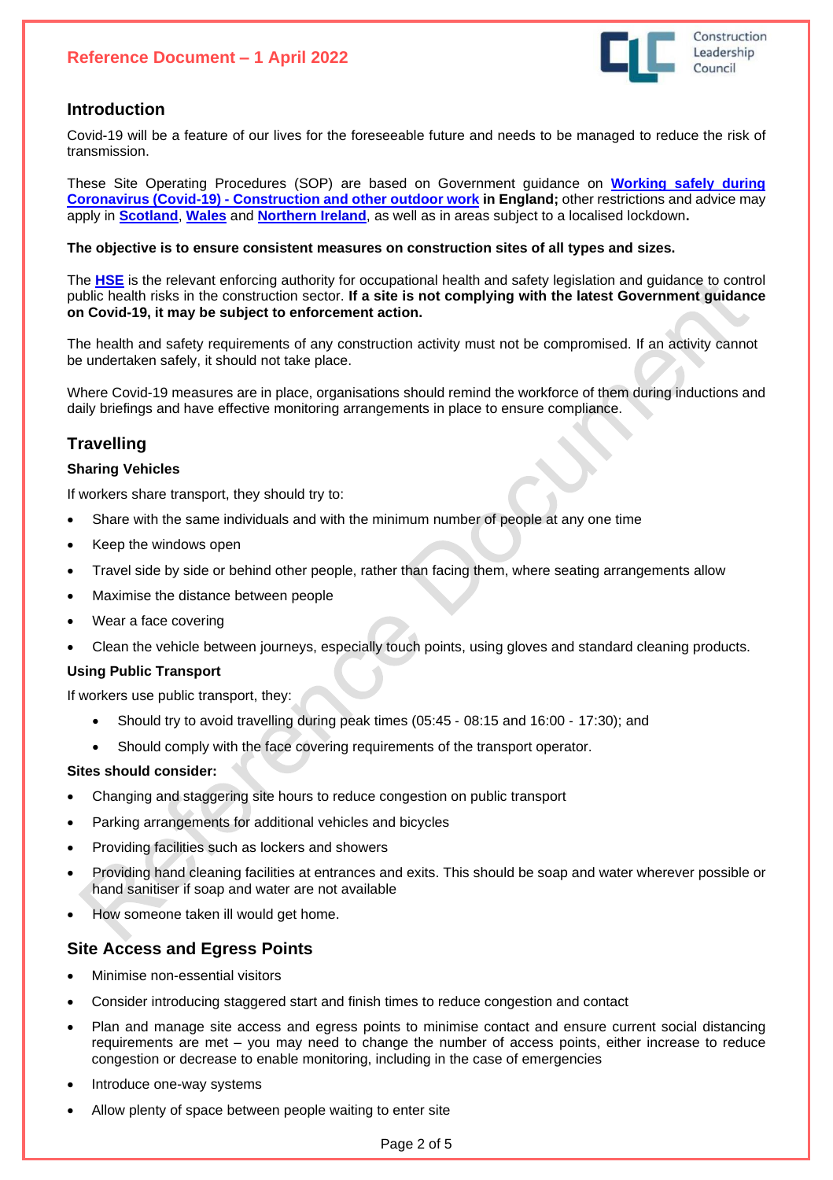## Introduction

Covid-19 will be a feature of our lives for the foreseeable future and needs to be managed to reduce the risk of transmission.

These Site Operating Procedures (SOP) are based on Government guidance on **Working safely during Coronavirus (Covid-19) - Construction and other outdoor work in England;** other restrictions and advice may apply in **Scotland**, **Wales** and **Northern Ireland**, as well as in areas subject to a localised lockdown**.**

**The objective is to ensure consistent measures on construction sites of all types and sizes.**

The **HSE** is the relevant enforcing authority for occupational health and safety legislation and guidance to control public health risks in the construction sector. **If a site is not complying with the latest Government guidance on Covid-19, it may be subject to enforcement action.**

The health and safety requirements of any construction activity must not be compromised. If an activity cannot be undertaken safely, it should not take place.

Where Covid-19 measures are in place, organisations should remind the workforce of them during inductions and daily briefings and have effective monitoring arrangements in place to ensure compliance.

## Travelling

### Sharing Vehicles

If workers share transport, they should try to:

- Share with the same individuals and with the minimum number of people at any one time
- Keep the windows open
- Travel side by side or behind other people, rather than facing them, where seating arrangements allow
- Maximise the distance between people
- Wear a face covering
- Clean the vehicle between journeys, especially touch points, using gloves and standard cleaning products.

### Using Public Transport

If workers use public transport, they:

- Should try to avoid travelling during peak times (05:45 - 08:15 and 16:00 - 17:30); and
- Should comply with the face covering requirements of the transport operator.

### Sites should consider:

- Changing and staggering site hours to reduce congestion on public transport
- Parking arrangements for additional vehicles and bicycles
- Providing facilities such as lockers and showers
- Providing hand cleaning facilities at entrances and exits. This should be soap and water wherever possible or hand sanitiser if soap and water are not available
- How someone taken ill would get home.

## Site Access and Egress Points

- Minimise non-essential visitors
- Consider introducing staggered start and finish times to reduce congestion and contact
- Plan and manage site access and egress points to minimise contact and ensure current social distancing requirements are met – you may need to change the number of access points, either increase to reduce congestion or decrease to enable monitoring, including in the case of emergencies
- Introduce one-way systems
- Allow plenty of space between people waiting to enter site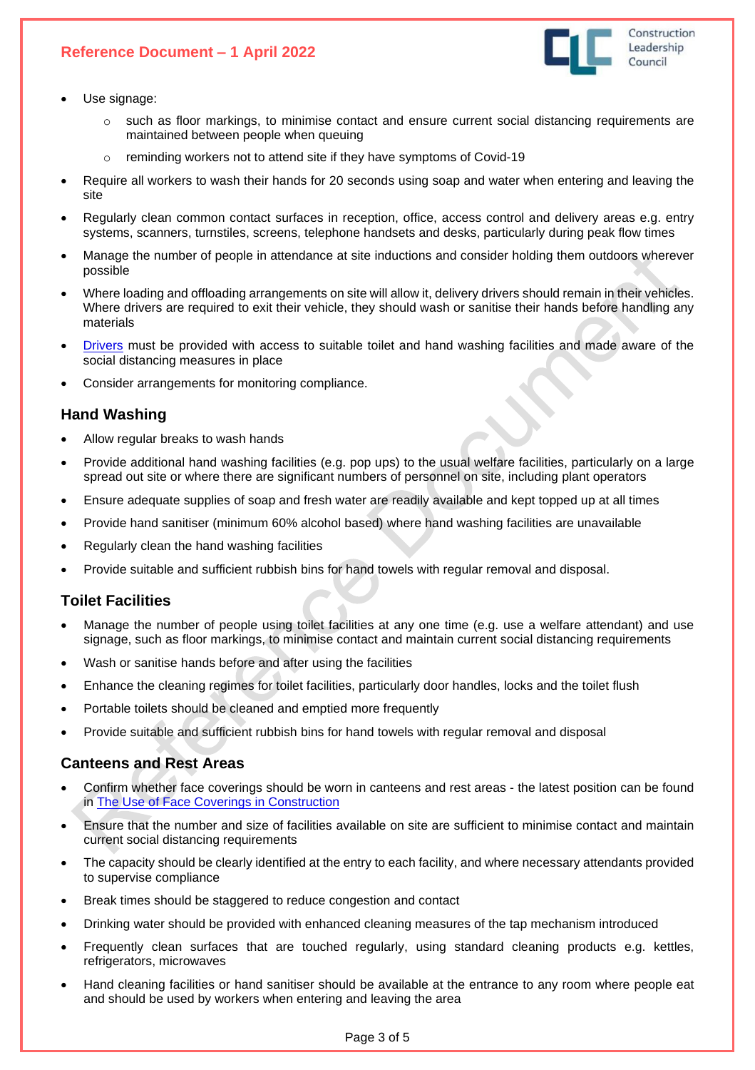- Use signage:
    - such as floor markings, to minimise contact and ensure current social distancing requirements are maintained between people when queuing
    - reminding workers not to attend site if they have symptoms of Covid-19
- Require all workers to wash their hands for 20 seconds using soap and water when entering and leaving the site
- Regularly clean common contact surfaces in reception, office, access control and delivery areas e.g. entry systems, scanners, turnstiles, screens, telephone handsets and desks, particularly during peak flow times
- Manage the number of people in attendance at site inductions and consider holding them outdoors wherever possible
- Where loading and offloading arrangements on site will allow it, delivery drivers should remain in their vehicles. Where drivers are required to exit their vehicle, they should wash or sanitise their hands before handling any materials
- Drivers must be provided with access to suitable toilet and hand washing facilities and made aware of the social distancing measures in place
- Consider arrangements for monitoring compliance.

## Hand Washing

- Allow regular breaks to wash hands
- Provide additional hand washing facilities (e.g. pop ups) to the usual welfare facilities, particularly on a large spread out site or where there are significant numbers of personnel on site, including plant operators
- Ensure adequate supplies of soap and fresh water are readily available and kept topped up at all times
- Provide hand sanitiser (minimum 60% alcohol based) where hand washing facilities are unavailable
- Regularly clean the hand washing facilities
- Provide suitable and sufficient rubbish bins for hand towels with regular removal and disposal.

## Toilet Facilities

- Manage the number of people using toilet facilities at any one time (e.g. use a welfare attendant) and use signage, such as floor markings, to minimise contact and maintain current social distancing requirements
- Wash or sanitise hands before and after using the facilities
- Enhance the cleaning regimes for toilet facilities, particularly door handles, locks and the toilet flush
- Portable toilets should be cleaned and emptied more frequently
- Provide suitable and sufficient rubbish bins for hand towels with regular removal and disposal

## Canteens and Rest Areas

- Confirm whether face coverings should be worn in canteens and rest areas - the latest position can be found in The Use of Face Coverings in Construction
- Ensure that the number and size of facilities available on site are sufficient to minimise contact and maintain current social distancing requirements
- The capacity should be clearly identified at the entry to each facility, and where necessary attendants provided to supervise compliance
- Break times should be staggered to reduce congestion and contact
- Drinking water should be provided with enhanced cleaning measures of the tap mechanism introduced
- Frequently clean surfaces that are touched regularly, using standard cleaning products e.g. kettles, refrigerators, microwaves
- Hand cleaning facilities or hand sanitiser should be available at the entrance to any room where people eat and should be used by workers when entering and leaving the area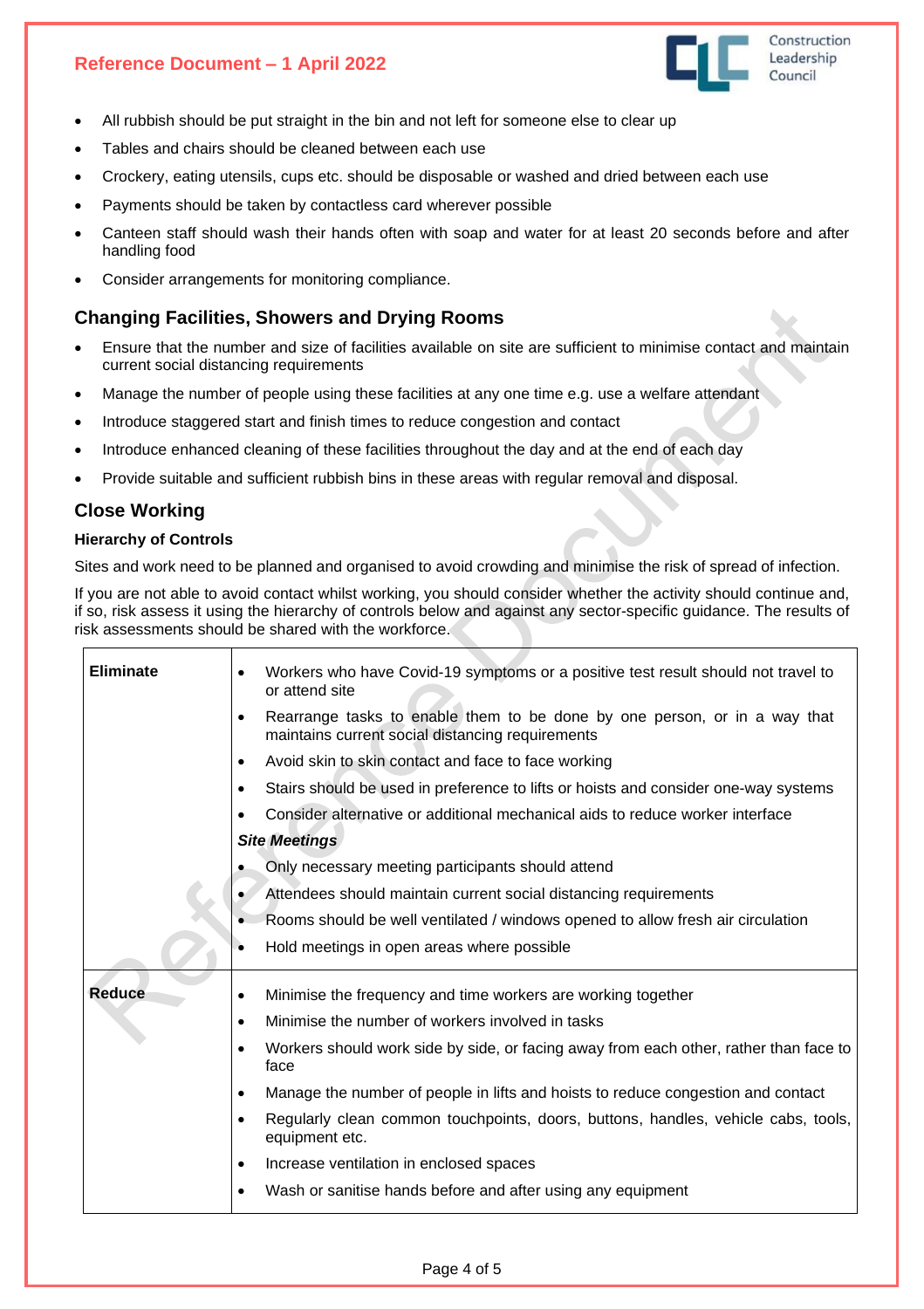- All rubbish should be put straight in the bin and not left for someone else to clear up
- Tables and chairs should be cleaned between each use
- Crockery, eating utensils, cups etc. should be disposable or washed and dried between each use
- Payments should be taken by contactless card wherever possible
- Canteen staff should wash their hands often with soap and water for at least 20 seconds before and after handling food
- Consider arrangements for monitoring compliance.

## Changing Facilities, Showers and Drying Rooms

- Ensure that the number and size of facilities available on site are sufficient to minimise contact and maintain current social distancing requirements
- Manage the number of people using these facilities at any one time e.g. use a welfare attendant
- Introduce staggered start and finish times to reduce congestion and contact
- Introduce enhanced cleaning of these facilities throughout the day and at the end of each day
- Provide suitable and sufficient rubbish bins in these areas with regular removal and disposal.

## Close Working

### Hierarchy of Controls

Sites and work need to be planned and organised to avoid crowding and minimise the risk of spread of infection.

If you are not able to avoid contact whilst working, you should consider whether the activity should continue and, if so, risk assess it using the hierarchy of controls below and against any sector-specific guidance. The results of risk assessments should be shared with the workforce.

| | |
|---|---|
| **Eliminate** | • Workers who have Covid-19 symptoms or a positive test result should not travel to or attend site<br>• Rearrange tasks to enable them to be done by one person, or in a way that maintains current social distancing requirements<br>• Avoid skin to skin contact and face to face working<br>• Stairs should be used in preference to lifts or hoists and consider one-way systems<br>• Consider alternative or additional mechanical aids to reduce worker interface<br>***Site Meetings***<br>• Only necessary meeting participants should attend<br>• Attendees should maintain current social distancing requirements<br>• Rooms should be well ventilated / windows opened to allow fresh air circulation<br>• Hold meetings in open areas where possible |
| **Reduce** | • Minimise the frequency and time workers are working together<br>• Minimise the number of workers involved in tasks<br>• Workers should work side by side, or facing away from each other, rather than face to face<br>• Manage the number of people in lifts and hoists to reduce congestion and contact<br>• Regularly clean common touchpoints, doors, buttons, handles, vehicle cabs, tools, equipment etc.<br>• Increase ventilation in enclosed spaces<br>• Wash or sanitise hands before and after using any equipment |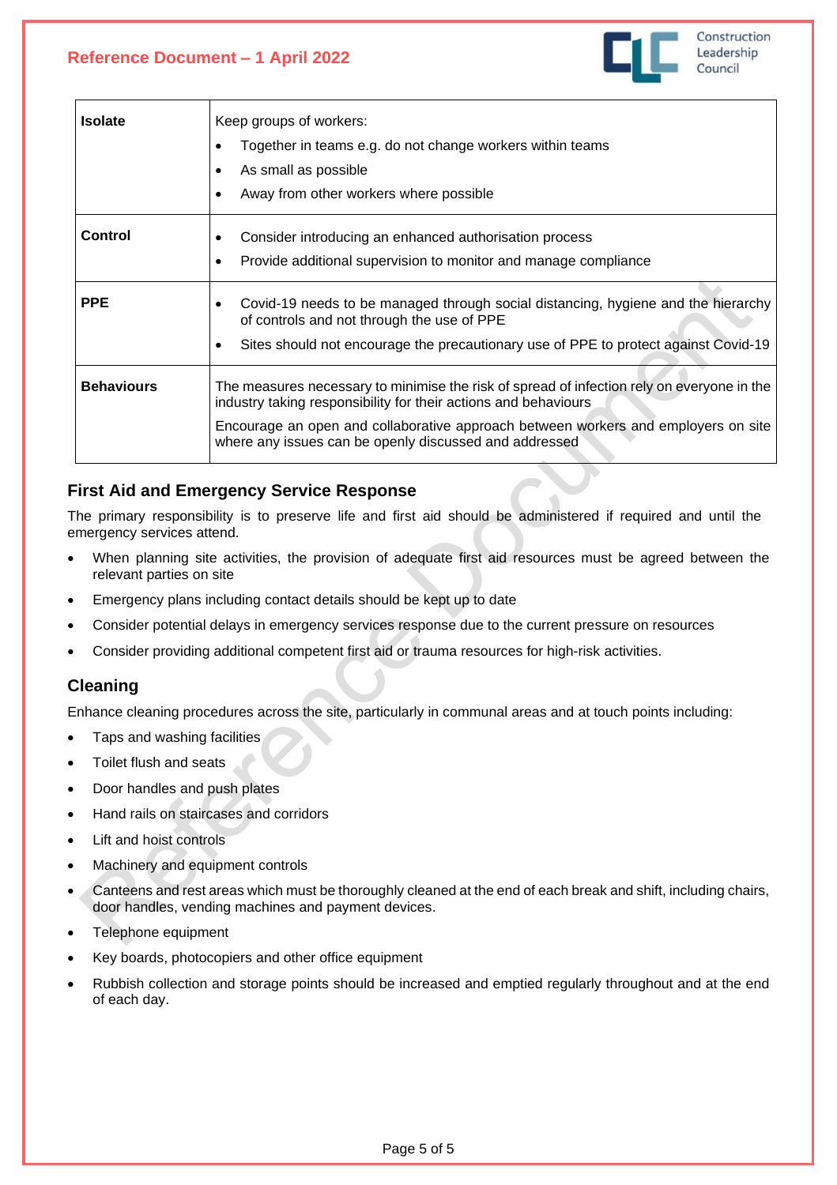| | |
|---|---|
| **Isolate** | Keep groups of workers:<br>• Together in teams e.g. do not change workers within teams<br>• As small as possible<br>• Away from other workers where possible |
| **Control** | • Consider introducing an enhanced authorisation process<br>• Provide additional supervision to monitor and manage compliance |
| **PPE** | • Covid-19 needs to be managed through social distancing, hygiene and the hierarchy of controls and not through the use of PPE<br>• Sites should not encourage the precautionary use of PPE to protect against Covid-19 |
| **Behaviours** | The measures necessary to minimise the risk of spread of infection rely on everyone in the industry taking responsibility for their actions and behaviours<br>Encourage an open and collaborative approach between workers and employers on site where any issues can be openly discussed and addressed |

## First Aid and Emergency Service Response

The primary responsibility is to preserve life and first aid should be administered if required and until the emergency services attend.

- When planning site activities, the provision of adequate first aid resources must be agreed between the relevant parties on site
- Emergency plans including contact details should be kept up to date
- Consider potential delays in emergency services response due to the current pressure on resources
- Consider providing additional competent first aid or trauma resources for high-risk activities.

## Cleaning

Enhance cleaning procedures across the site, particularly in communal areas and at touch points including:

- Taps and washing facilities
- Toilet flush and seats
- Door handles and push plates
- Hand rails on staircases and corridors
- Lift and hoist controls
- Machinery and equipment controls
- Canteens and rest areas which must be thoroughly cleaned at the end of each break and shift, including chairs, door handles, vending machines and payment devices.
- Telephone equipment
- Key boards, photocopiers and other office equipment
- Rubbish collection and storage points should be increased and emptied regularly throughout and at the end of each day.